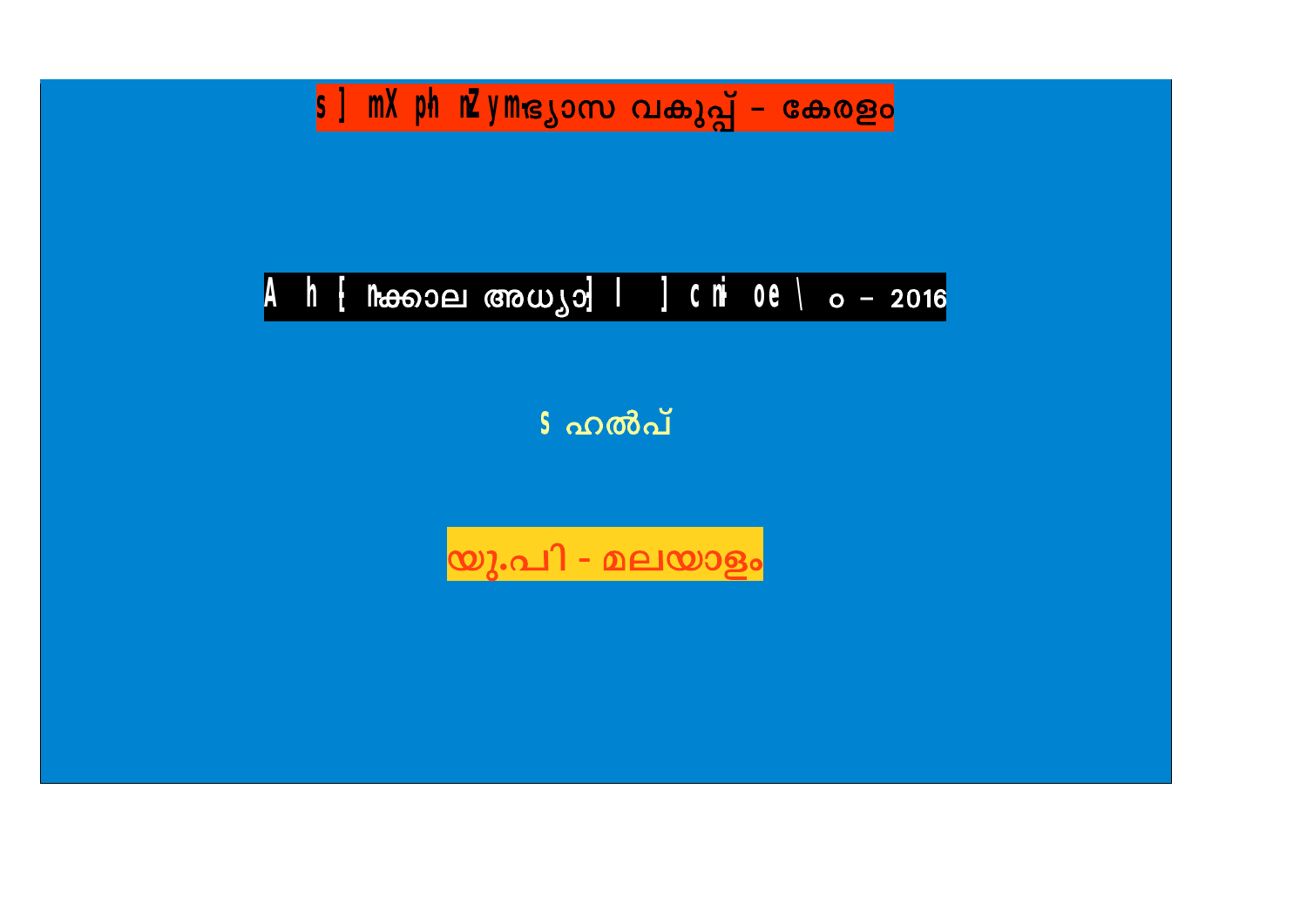s ] mX ph nZymഭ്യാസ വകുപ്പ് – കേരളം

A h [ nക്കാല അധ്യാ] l ] cni oe\ ം – 2016

S ഹൽപ്

യു.പി - മലയാളം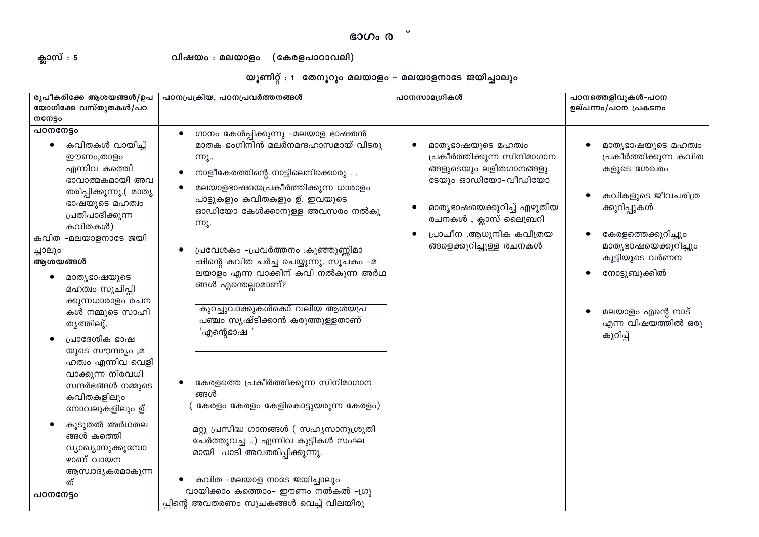# ഭാഗം ര ്

**ക്ലാസ് : 5** **വിഷയം : മലയാളം (കേരളപാഠാവലി)**

## യൂണിറ്റ് : 1 തേനൂറും മലയാളം – മലയാളനാടേ ജയിച്ചാലും

| രൂപീകരിക്കേ ആശയങ്ങൾ/ഉപയോഗിക്കേ വസ്തുതകൾ/പഠനനേട്ടം | പഠനപ്രക്രിയ, പഠനപ്രവർത്തനങ്ങൾ | പഠനസാമഗ്രികൾ | പഠനത്തെളിവുകൾ-പഠന ഉല്പന്നം/പഠന പ്രകടനം |
|---|---|---|---|
| **പഠനനേട്ടം**<br>• കവിതകൾ വായിച്ച് ഈണം,താളം എന്നിവ കത്തി ഭാവാത്മകമായി അവതരിപ്പിക്കുന്നു.( മാതൃഭാഷയുടെ മഹത്വം പ്രതിപാദിക്കുന്ന കവിതകൾ)<br>കവിത -മലയാളനാടേ ജയിച്ചാലും<br>**ആശയങ്ങൾ**<br>• മാതൃഭാഷയുടെ മഹത്വം സൂചിപ്പിക്കുന്നധാരാളം രചനകൾ നമ്മുടെ സാഹിത്യത്തിലു്.<br>• പ്രാദേശിക ഭാഷയുടെ സൗന്ദര്യം ,മഹത്വം എന്നിവ വെളിവാക്കുന്ന നിരവധി സന്ദർഭങ്ങൾ നമ്മുടെ കവിതകളിലും നോവലുകളിലും ു്.<br>• കൂടുതൽ അർഥതലങ്ങൾ കത്തി വ്യാഖ്യാനുക്കുമ്പോഴാണ് വായന ആസ്വാദ്യകരമാകുന്നത്<br>**പഠനനേട്ടം** | • ഗാനം കേൾപ്പിക്കുന്നു -മലയാള ഭാഷതൻ മാതക ഭംഗിനിൻ മലർനമന്ദഹാസമായ് വിടരുന്നു..<br>• നാളീകേരത്തിന്റെ നാട്ടിലെനിക്കൊരു . .<br>• മലയാളഭാഷയെപ്രകീർത്തിക്കുന്ന ധാരാളം പാട്ടുകളും കവിതകളും ു്. ഇവയുടെ ഓഡിയോ കേൾക്കാനുള്ള അവസരം നൽകുന്നു.<br>• പ്രവേശകം -പ്രവർത്തനം :കുഞ്ഞുണ്ണിമാഷിന്റെ കവിത ചർച്ച ചെയ്യുന്നു. സൂചകം -മലയാളം എന്ന വാക്കിന് കവി നൽകുന്ന അർഥങ്ങൾ എന്തെല്ലാമാണ്?<br>കുറച്ചുവാക്കുകൾകൊ് വലിയ ആശയപ്രപഞ്ചം സൃഷ്ടിക്കാൻ കരുത്തുള്ളതാണ് 'എന്റെഭാഷ '<br>• കേരളത്തെ പ്രകീർത്തിക്കുന്ന സിനിമാഗാനങ്ങൾ<br>( കേരളം കേരളം കേളികൊട്ടുയരുന്ന കേരളം)<br>മറ്റു പ്രസിദ്ധ ഗാനങ്ങൾ ( സഹ്യസാനുശ്രുതി ചേർത്തുവച്ച ..) എന്നിവ കുട്ടികൾ സംഘമായി പാടി അവതരിപ്പിക്കുന്നു.<br>• കവിത -മലയാള നാടേ ജയിച്ചാലും<br>വായിക്കാം കത്താം- ഈണം നൽകൽ -ഗ്രൂപ്പിന്റെ അവതരണം സൂചകങ്ങൾ വെച്ച് വിലയിരു | • മാതൃഭാഷയുടെ മഹത്വം പ്രകീർത്തിക്കുന്ന സിനിമാഗാനങ്ങളുടെയും ലളിതഗാനങ്ങളുടേയും ഓഡിയോ-വീഡിയോ<br>• മാതൃഭാഷയെക്കുറിച്ച് എഴുതിയ രചനകൾ , ക്ലാസ് ലൈബ്രറി<br>• പ്രാചീന ,ആധുനിക കവിത്രയങ്ങളെക്കുറിച്ചുള്ള രചനകൾ | • മാതൃഭാഷയുടെ മഹത്വം പ്രകീർത്തിക്കുന്ന കവിതകളുടെ ശേഖരം<br>• കവികളുടെ ജീവചരിത്രക്കുറിപ്പുകൾ<br>• കേരളത്തെക്കുറിച്ചും മാതൃഭാഷയെക്കുറിച്ചും കുട്ടിയുടെ വർണന<br>• നോട്ടുബുക്കിൽ<br>• മലയാളം എന്റെ നാട് എന്ന വിഷയത്തിൽ ഒരു കുറിപ്പ് |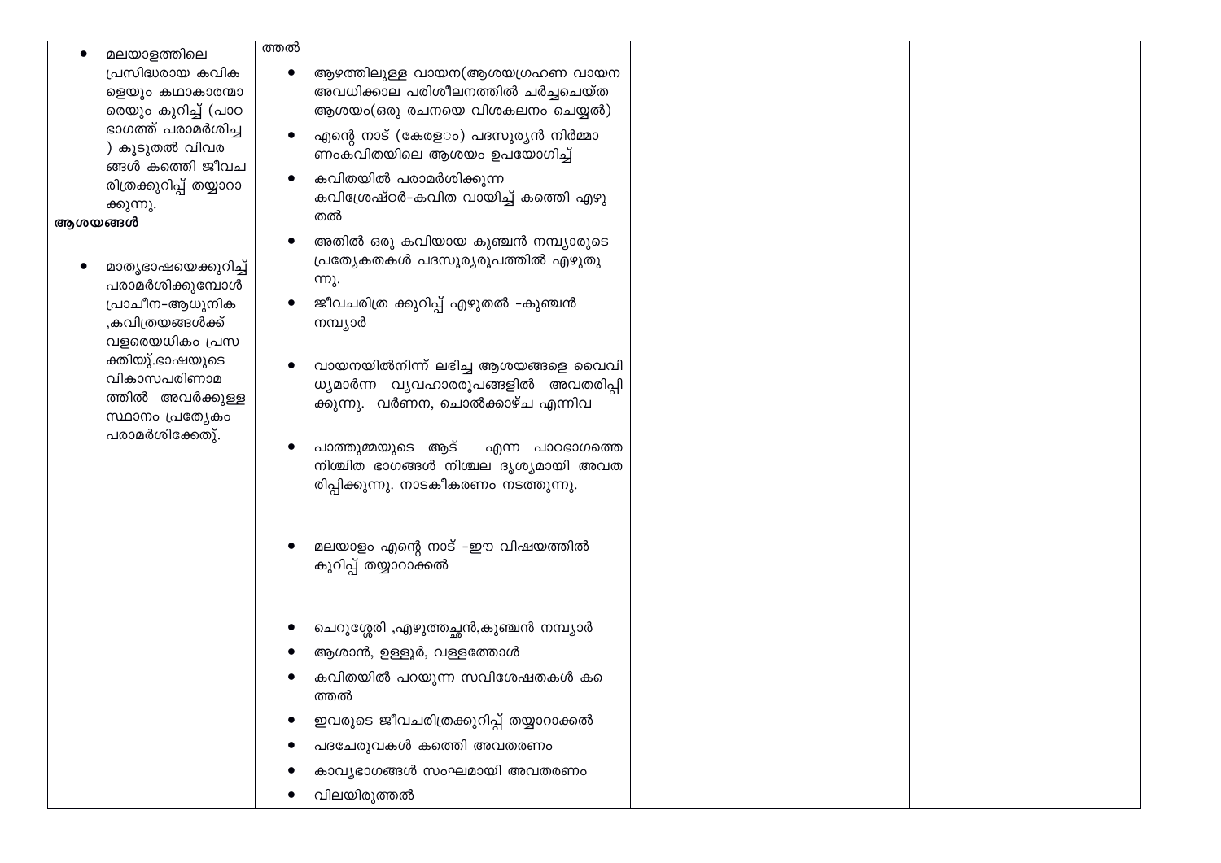| | | | |
|---|---|---|---|
| • മലയാളത്തിലെ പ്രസിദ്ധരായ കവികളെയും കഥാകാരന്മാരെയും കുറിച്ച് (പാഠഭാഗത്ത് പരാമർശിച്ച ) കൂടുതൽ വിവരങ്ങൾ കത്തെി ജീവചരിത്രക്കുറിപ്പ് തയ്യാറാക്കുന്നു.<br>**ആശയങ്ങൾ**<br>• മാതൃഭാഷയെക്കുറിച്ച് പരാമർശിക്കുമ്പോൾ പ്രാചീന–ആധുനിക ,കവിത്രയങ്ങൾക്ക് വളരെയധികം പ്രസക്തിയു്.ഭാഷയുടെ വികാസപരിണാമത്തിൽ അവർക്കുള്ള സ്ഥാനം പ്രത്യേകം പരാമർശിക്കേതു്. | ത്തൽ<br>• ആഴത്തിലുള്ള വായന(ആശയഗ്രഹണ വായന അവധിക്കാല പരിശീലനത്തിൽ ചർച്ചചെയ്ത ആശയം(ഒരു രചനയെ വിശകലനം ചെയ്യൽ)<br>• എന്റെ നാട് (കേരളം) പദസൂര്യൻ നിർമ്മാണംകവിതയിലെ ആശയം ഉപയോഗിച്ച്<br>• കവിതയിൽ പരാമർശിക്കുന്ന കവിശ്രേഷ്ഠർ-കവിത വായിച്ച് കത്തെി എഴുതൽ<br>• അതിൽ ഒരു കവിയായ കുഞ്ചൻ നമ്പ്യാരുടെ പ്രത്യേകതകൾ പദസൂര്യരൂപത്തിൽ എഴുതുന്നു.<br>• ജീവചരിത്ര ക്കുറിപ്പ് എഴുതൽ -കുഞ്ചൻ നമ്പ്യാർ<br>• വായനയിൽനിന്ന് ലഭിച്ച ആശയങ്ങളെ വൈവിധ്യമാർന്ന വ്യവഹാരരൂപങ്ങളിൽ അവതരിപ്പിക്കുന്നു. വർണന, ചൊൽക്കാഴ്ച എന്നിവ<br>• പാത്തുമ്മയുടെ ആട് എന്ന പാഠഭാഗത്തെ നിശ്ചിത ഭാഗങ്ങൾ നിശ്ചല ദൃശ്യമായി അവതരിപ്പിക്കുന്നു. നാടകീകരണം നടത്തുന്നു.<br>• മലയാളം എന്റെ നാട് -ഈ വിഷയത്തിൽ കുറിപ്പ് തയ്യാറാക്കൽ<br>• ചെറുശ്ശേരി ,എഴുത്തച്ഛൻ,കുഞ്ചൻ നമ്പ്യാർ<br>• ആശാൻ, ഉള്ളൂർ, വള്ളത്തോൾ<br>• കവിതയിൽ പറയുന്ന സവിശേഷതകൾ കത്തൽ<br>• ഇവരുടെ ജീവചരിത്രക്കുറിപ്പ് തയ്യാറാക്കൽ<br>• പദചേരുവകൾ കത്തെി അവതരണം<br>• കാവ്യഭാഗങ്ങൾ സംഘമായി അവതരണം<br>• വിലയിരുത്തൽ | | |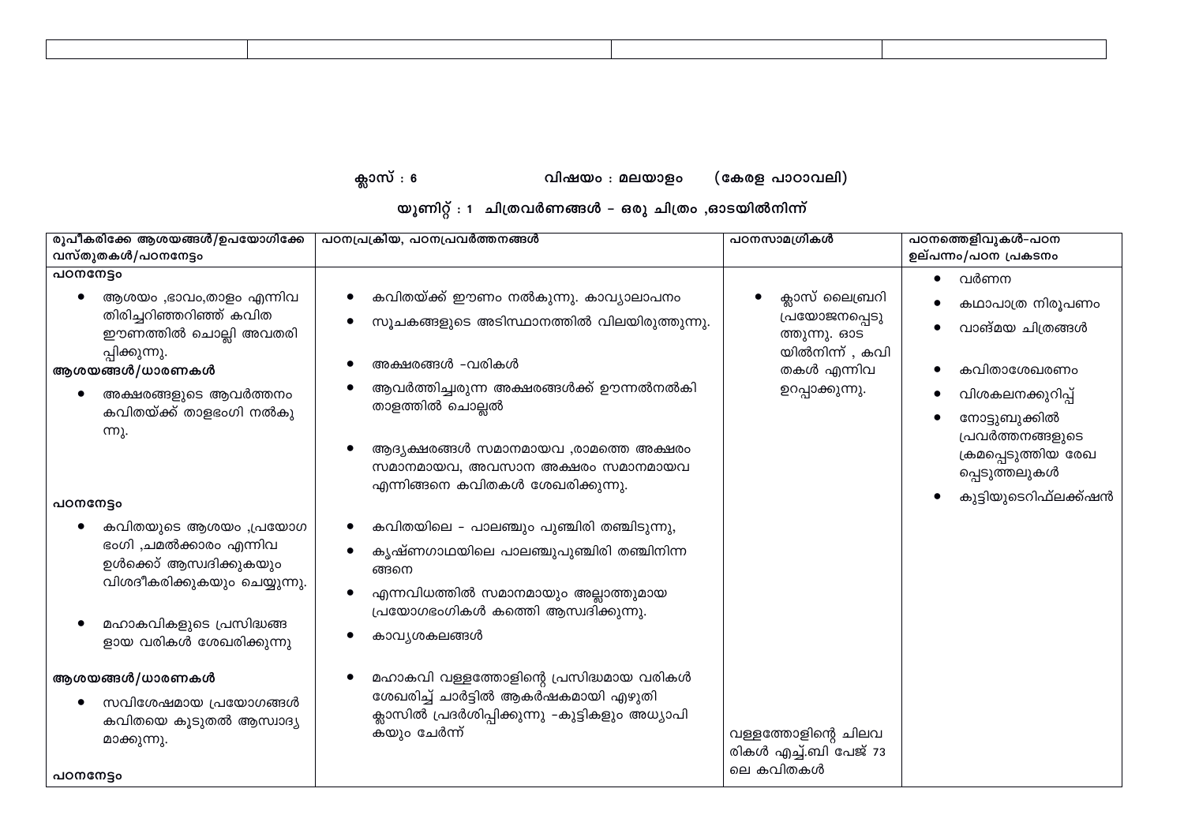| | | | |
|---|---|---|---|

**ക്ലാസ് : 6 വിഷയം : മലയാളം (കേരള പാഠാവലി)**

**യൂണിറ്റ് : 1 ചിത്രവർണങ്ങൾ – ഒരു ചിത്രം ,ഓടയിൽനിന്ന്**

| രൂപീകരിക്കേ ആശയങ്ങൾ/ഉപയോഗിക്കേ വസ്തുതകൾ/പഠനനേട്ടം | പഠനപ്രക്രിയ, പഠനപ്രവർത്തനങ്ങൾ | പഠനസാമഗ്രികൾ | പഠനത്തെളിവുകൾ-പഠന ഉല്പന്നം/പഠന പ്രകടനം |
|---|---|---|---|
| **പഠനനേട്ടം**<br>• ആശയം ,ഭാവം,താളം എന്നിവ തിരിച്ചറിഞ്ഞറിഞ്ഞ് കവിത ഈണത്തിൽ ചൊല്ലി അവതരിപ്പിക്കുന്നു.<br>**ആശയങ്ങൾ/ധാരണകൾ**<br>• അക്ഷരങ്ങളുടെ ആവർത്തനം കവിതയ്ക്ക് താളഭംഗി നൽകുന്നു. | • കവിതയ്ക്ക് ഈണം നൽകുന്നു. കാവ്യാലാപനം<br>• സൂചകങ്ങളുടെ അടിസ്ഥാനത്തിൽ വിലയിരുത്തുന്നു.<br>• അക്ഷരങ്ങൾ -വരികൾ<br>• ആവർത്തിച്ചുരുന്ന അക്ഷരങ്ങൾക്ക് ഊന്നൽനൽകി താളത്തിൽ ചൊല്ലൽ<br>• ആദ്യക്ഷരങ്ങൾ സമാനമായവ ,രാമത്തെ അക്ഷരം സമാനമായവ, അവസാന അക്ഷരം സമാനമായവ എന്നിങ്ങനെ കവിതകൾ ശേഖരിക്കുന്നു. | • ക്ലാസ് ലൈബ്രറി പ്രയോജനപ്പെടുത്തുന്നു. ഓടയിൽനിന്ന് , കവിതകൾ എന്നിവ ഉറപ്പാക്കുന്നു. | • വർണന<br>• കഥാപാത്ര നിരൂപണം<br>• വാങ്മയ ചിത്രങ്ങൾ<br>• കവിതാശേഖരണം<br>• വിശകലനക്കുറിപ്പ്<br>• നോട്ടുബുക്കിൽ പ്രവർത്തനങ്ങളുടെ ക്രമപ്പെടുത്തിയ രേഖപ്പെടുത്തലുകൾ<br>• കുട്ടിയുടെറിഫ്ലക്ക്ഷൻ |
| **പഠനനേട്ടം**<br>• കവിതയുടെ ആശയം ,പ്രയോഗഭംഗി ,ചമൽക്കാരം എന്നിവ ഉൾക്കൊ് ആസ്വദിക്കുകയും വിശദീകരിക്കുകയും ചെയ്യുന്നു.<br>• മഹാകവികളുടെ പ്രസിദ്ധങ്ങളായ വരികൾ ശേഖരിക്കുന്നു<br>**ആശയങ്ങൾ/ധാരണകൾ**<br>• സവിശേഷമായ പ്രയോഗങ്ങൾ കവിതയെ കൂടുതൽ ആസ്വാദ്യമാക്കുന്നു.<br>**പഠനനേട്ടം** | • കവിതയിലെ - പാലഞ്ചും പുഞ്ചിരി തഞ്ചിടുന്നു,<br>• കൃഷ്ണഗാഥയിലെ പാലഞ്ചുപുഞ്ചിരി തഞ്ചിനിന്നങ്ങനെ<br>• എന്നവിധത്തിൽ സമാനമായും അല്ലാത്തുമായ പ്രയോഗഭംഗികൾ കത്തെി ആസ്വദിക്കുന്നു.<br>• കാവ്യശകലങ്ങൾ<br>• മഹാകവി വള്ളത്തോളിന്റെ പ്രസിദ്ധമായ വരികൾ ശേഖരിച്ച് ചാർട്ടിൽ ആകർഷകമായി എഴുതി ക്ലാസിൽ പ്രദർശിപ്പിക്കുന്നു -കുട്ടികളും അധ്യാപികയും ചേർന്ന് | വള്ളത്തോളിന്റെ ചിലവരികൾ എച്ച്.ബി പേജ് 73 ലെ കവിതകൾ | |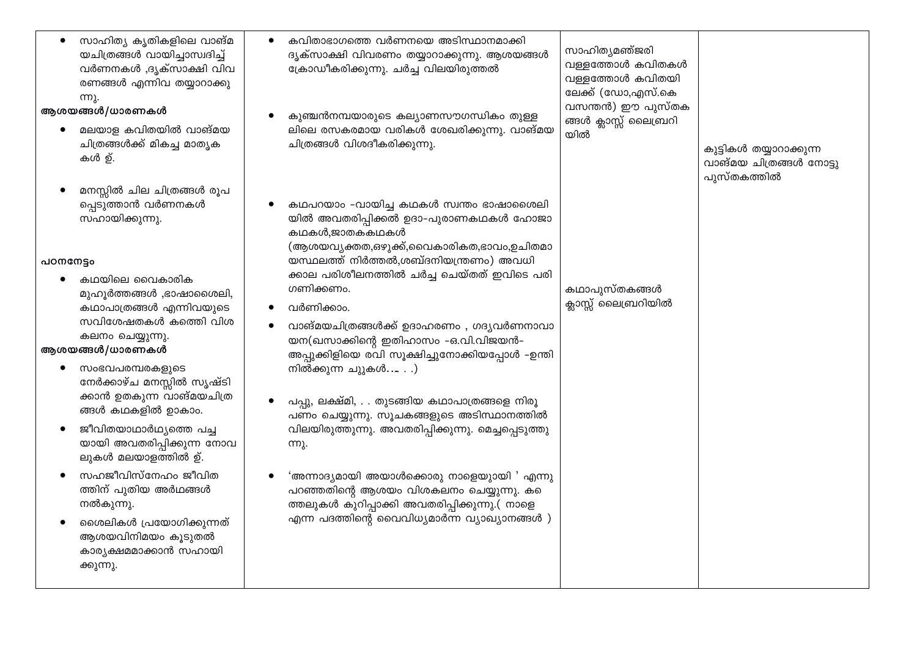| | | | |
|---|---|---|---|
| • സാഹിത്യ കൃതികളിലെ വാങ്മയചിത്രങ്ങൾ വായിച്ചാസ്വദിച്ച് വർണനകൾ ,ദൃക്സാക്ഷി വിവരണങ്ങൾ എന്നിവ തയ്യാറാക്കുന്നു.<br>**ആശയങ്ങൾ/ധാരണകൾ**<br>• മലയാള കവിതയിൽ വാങ്മയ ചിത്രങ്ങൾക്ക് മികച്ച മാതൃകകൾ ഉ്.<br>• മനസ്സിൽ ചില ചിത്രങ്ങൾ രൂപപ്പെടുത്താൻ വർണനകൾ സഹായിക്കുന്നു.<br><br>**പഠനനേട്ടം**<br>• കഥയിലെ വൈകാരിക മുഹൂർത്തങ്ങൾ ,ഭാഷാശൈലി, കഥാപാത്രങ്ങൾ എന്നിവയുടെ സവിശേഷതകൾ കത്തെി വിശകലനം ചെയ്യുന്നു.<br>**ആശയങ്ങൾ/ധാരണകൾ**<br>• സംഭവപരമ്പരകളുടെ നേർക്കാഴ്ച മനസ്സിൽ സൃഷ്ടിക്കാൻ ഉതകുന്ന വാങ്മയചിത്രങ്ങൾ കഥകളിൽ ഉാകാം.<br>• ജീവിതയാഥാർഥ്യത്തെ പച്ചയായി അവതരിപ്പിക്കുന്ന നോവലുകൾ മലയാളത്തിൽ ഉ്.<br>• സഹജീവിസ്നേഹം ജീവിതത്തിന് പുതിയ അർഥങ്ങൾ നൽകുന്നു.<br>• ശൈലികൾ പ്രയോഗിക്കുന്നത് ആശയവിനിമയം കൂടുതൽ കാര്യക്ഷമമാക്കാൻ സഹായിക്കുന്നു. | • കവിതാഭാഗത്തെ വർണനയെ അടിസ്ഥാനമാക്കി ദൃക്സാക്ഷി വിവരണം തയ്യാറാക്കുന്നു. ആശയങ്ങൾ ക്രോഡീകരിക്കുന്നു. ചർച്ച വിലയിരുത്തൽ<br>• കുഞ്ചൻനമ്പയാരുടെ കല്യാണസൗഗന്ധികം തുള്ളലിലെ രസകരമായ വരികൾ ശേഖരിക്കുന്നു. വാങ്മയ ചിത്രങ്ങൾ വിശദീകരിക്കുന്നു.<br>• കഥപറയാം -വായിച്ച കഥകൾ സ്വന്തം ഭാഷാശൈലിയിൽ അവതരിപ്പിക്കൽ ഉദാ-പുരാണകഥകൾ ഹോജാകഥകൾ,ജാതകകഥകൾ (ആശയവ്യക്തത,ഒഴുക്ക്,വൈകാരികത,ഭാവം,ഉചിതമായസ്ഥലത്ത് നിർത്തൽ,ശബ്ദനിയന്ത്രണം) അവധിക്കാല പരിശീലനത്തിൽ ചർച്ച ചെയ്തത് ഇവിടെ പരിഗണിക്കണം.<br>• വർണിക്കാം.<br>• വാങ്മയചിത്രങ്ങൾക്ക് ഉദാഹരണം , ഗദ്യവർണനാവായന(ഖസാക്കിന്റെ ഇതിഹാസം -ഒ.വി.വിജയൻ-അപ്പുക്കിളിയെ രവി സൂക്ഷിച്ചുനോക്കിയപ്പോൾ -ഉന്തിനിൽക്കുന്ന ചുുകൾ…. . .)<br>• പപ്പു, ലക്ഷ്മി, . . തുടങ്ങിയ കഥാപാത്രങ്ങളെ നിരൂപണം ചെയ്യുന്നു. സൂചകങ്ങളുടെ അടിസ്ഥാനത്തിൽ വിലയിരുത്തുന്നു. അവതരിപ്പിക്കുന്നു. മെച്ചപ്പെടുത്തുന്നു.<br>• 'അന്നാദ്യമായി അയാൾക്കൊരു നാളെയുായി ' എന്നു പറഞ്ഞതിന്റെ ആശയം വിശകലനം ചെയ്യുന്നു. കത്തെലുകൾ കുറിപ്പാക്കി അവതരിപ്പിക്കുന്നു.( നാളെ എന്ന പദത്തിന്റെ വൈവിധ്യമാർന്ന വ്യാഖ്യാനങ്ങൾ ) | സാഹിത്യമഞ്ജരി വള്ളത്തോൾ കവിതകൾ വള്ളത്തോൾ കവിതയിലേക്ക് (ഡോ,എസ്.കെ വസന്തൻ) ഈ പുസ്തകങ്ങൾ ക്ലാസ്സ് ലൈബ്രറിയിൽ<br><br>കഥാപുസ്തകങ്ങൾ ക്ലാസ്സ് ലൈബ്രറിയിൽ | കുട്ടികൾ തയ്യാറാക്കുന്ന വാങ്മയ ചിത്രങ്ങൾ നോട്ടുപുസ്തകത്തിൽ |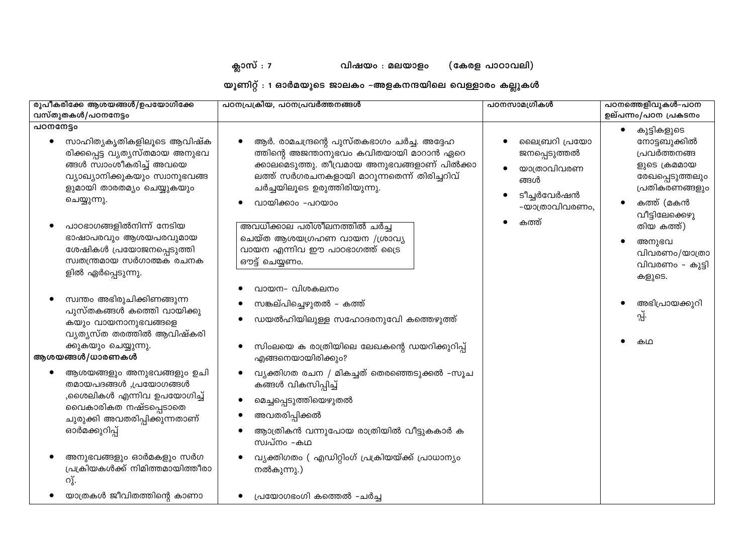ക്ലാസ് : 7 വിഷയം : മലയാളം (കേരള പാഠാവലി)

യൂണിറ്റ് : 1 ഓർമയുടെ ജാലകം –അളകനന്ദയിലെ വെള്ളാരം കല്ലുകൾ

| രൂപീകരിക്കേ ആശയങ്ങൾ/ഉപയോഗിക്കേ വസ്തുതകൾ/പഠനനേട്ടം | പഠനപ്രക്രിയ, പഠനപ്രവർത്തനങ്ങൾ | പഠനസാമഗ്രികൾ | പഠനത്തെളിവുകൾ–പഠന ഉല്പന്നം/പഠന പ്രകടനം |
|---|---|---|---|
| **പഠനനേട്ടം**<br>• സാഹിത്യകൃതികളിലൂടെ ആവിഷ്കരിക്കപ്പെട്ട വ്യത്യസ്തമായ അനുഭവങ്ങൾ സ്വാംശീകരിച്ച് അവയെ വ്യാഖ്യാനിക്കുകയും സ്വാനുഭവങ്ങളുമായി താരതമ്യം ചെയ്യുകയും ചെയ്യുന്നു.<br>• പാഠഭാഗങ്ങളിൽനിന്ന് നേടിയ ഭാഷാപരവും ആശയപരവുമായ ശേഷികൾ പ്രയോജനപ്പെടുത്തി സ്വതന്ത്രമായ സർഗാത്മക രചനകളിൽ ഏർപ്പെടുന്നു.<br>• സ്വന്തം അഭിരുചിക്കിണങ്ങുന്ന പുസ്തകങ്ങൾ കത്തി വായിക്കുകയും വായനാനുഭവങ്ങളെ വ്യത്യസ്ത തരത്തിൽ ആവിഷ്കരിക്കുകയും ചെയ്യുന്നു.<br>**ആശയങ്ങൾ/ധാരണകൾ**<br>• ആശയങ്ങളും അനുഭവങ്ങളും ഉചിതമായപദങ്ങൾ ,പ്രയോഗങ്ങൾ ,ശൈലികൾ എന്നിവ ഉപയോഗിച്ച് വൈകാരികത നഷ്ടപ്പെടാതെ ചുരുക്കി അവതരിപ്പിക്കുന്നതാണ് ഓർമക്കുറിപ്പ്<br>• അനുഭവങ്ങളും ഓർമകളും സർഗപ്രക്രിയകൾക്ക് നിമിത്തമായിത്തീരാറ്.<br>• യാത്രകൾ ജീവിതത്തിന്റെ കാണാ | • ആർ. രാമചന്ദ്രന്റെ പുസ്തകഭാഗം ചർച്ച. അദ്ദേഹത്തിന്റെ അജന്താനുഭവം കവിതയായി മാറാൻ ഏറെക്കാലമെടുത്തു. തീവ്രമായ അനുഭവങ്ങളാണ് പിൽക്കാലത്ത് സർഗരചനകളായി മാറുന്നതെന്ന് തിരിച്ചറിവ് ചർച്ചയിലൂടെ ഉരുത്തിരിയുന്നു.<br>• വായിക്കാം –പറയാം<br>അവധിക്കാല പരിശീലനത്തിൽ ചർച്ച ചെയ്ത ആശയഗ്രഹണ വായന /ശ്രാവ്യ വായന എന്നിവ ഈ പാഠഭാഗത്ത് ട്രൈ ഔട്ട് ചെയ്യണം.<br>• വായന– വിശകലനം<br>• സങ്കല്പിച്ചെഴുതൽ – കത്ത്<br>• ഡയൽഹിയിലുള്ള സഹോദരനുവേി കത്തെഴുത്ത്<br>• സിംലയെ ക രാത്രിയിലെ ലേഖകന്റെ ഡയറിക്കുറിപ്പ് എങ്ങനെയായിരിക്കും?<br>• വ്യക്തിഗത രചന / മികച്ചത് തെരഞ്ഞെടുക്കൽ –സൂചകങ്ങൾ വികസിപ്പിച്ച്<br>• മെച്ചപ്പെടുത്തിയെഴുതൽ<br>• അവതരിപ്പിക്കൽ<br>• ആത്രികൻ വന്നുപോയ രാത്രിയിൽ വീട്ടുകകാർ ക സ്വപ്നം –കഥ<br>• വ്യക്തിഗതം ( എഡിറ്റിംഗ് പ്രക്രിയയ്ക്ക് പ്രാധാന്യം നൽകുന്നു.)<br>• പ്രയോഗഭംഗി കത്തെൽ –ചർച്ച | • ലൈബ്രറി പ്രയോജനപ്പെടുത്തൽ<br>• യാത്രാവിവരണങ്ങൾ<br>• ടീച്ചർവേർഷൻ –യാത്രാവിവരണം,<br>• കത്ത് | • കുട്ടികളുടെ നോട്ടുബുക്കിൽ പ്രവർത്തനങ്ങളുടെ ക്രമമായ രേഖപ്പെടുത്തലും പ്രതികരണങ്ങളും<br>• കത്ത് (മകൻ വീട്ടിലേക്കെഴുതിയ കത്ത്)<br>• അനുഭവ വിവരണം/യാത്രാവിവരണം – കുട്ടികളുടെ.<br>• അഭിപ്രായക്കുറിപ്പ്.<br>• കഥ |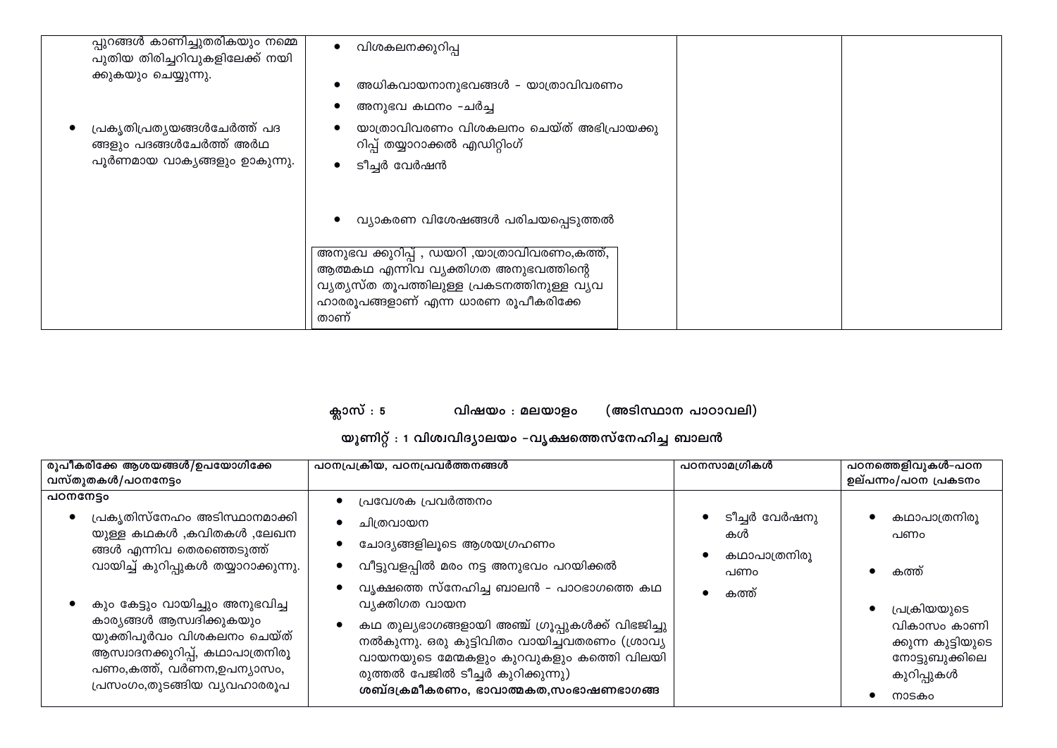| | | | |
|---|---|---|---|
| പ്പുറങ്ങൾ കാണിച്ചുതരികയും നമ്മെ പുതിയ തിരിച്ചറിവുകളിലേക്ക് നയിക്കുകയും ചെയ്യുന്നു.<br><br>• പ്രകൃതിപ്രത്യയങ്ങൾചേർത്ത് പദങ്ങളും പദങ്ങൾചേർത്ത് അർഥപൂർണമായ വാക്യങ്ങളും ഉാകുന്നു. | • വിശകലനക്കുറിപ്പ്<br>• അധികവായനാനുഭവങ്ങൾ - യാത്രാവിവരണം<br>• അനുഭവ കഥനം -ചർച്ച<br>• യാത്രാവിവരണം വിശകലനം ചെയ്ത് അഭിപ്രായക്കുറിപ്പ് തയ്യാറാക്കൽ എഡിറ്റിംഗ്<br>• ടീച്ചർ വേർഷൻ<br><br>• വ്യാകരണ വിശേഷങ്ങൾ പരിചയപ്പെടുത്തൽ<br><br>അനുഭവ ക്കുറിപ്പ് , ഡയറി ,യാത്രാവിവരണം,കത്ത്, ആത്മകഥ എന്നിവ വ്യക്തിഗത അനുഭവത്തിന്റെ വ്യത്യസ്ത തൂപത്തിലുള്ള പ്രകടനത്തിനുള്ള വ്യവഹാരരൂപങ്ങളാണ് എന്ന ധാരണ രൂപീകരിക്കേതാണ് | | |

**ക്ലാസ് : 5 വിഷയം : മലയാളം (അടിസ്ഥാന പാഠാവലി)**

**യൂണിറ്റ് : 1 വിശ്വവിദ്യാലയം -വൃക്ഷത്തെസ്നേഹിച്ച ബാലൻ**

| രൂപീകരിക്കേ ആശയങ്ങൾ/ഉപയോഗിക്കേ വസ്തുതകൾ/പഠനനേട്ടം | പഠനപ്രക്രിയ, പഠനപ്രവർത്തനങ്ങൾ | പഠനസാമഗ്രികൾ | പഠനത്തെളിവുകൾ-പഠന ഉല്പന്നം/പഠന പ്രകടനം |
|---|---|---|---|
| പഠനനേട്ടം<br>• പ്രകൃതിസ്നേഹം അടിസ്ഥാനമാക്കിയുള്ള കഥകൾ ,കവിതകൾ ,ലേഖനങ്ങൾ എന്നിവ തെരഞ്ഞെടുത്ത് വായിച്ച് കുറിപ്പുകൾ തയ്യാറാക്കുന്നു.<br><br>• കും കേട്ടും വായിച്ചും അനുഭവിച്ച കാര്യങ്ങൾ ആസ്വദിക്കുകയും യുക്തിപൂർവം വിശകലനം ചെയ്ത് ആസ്വാദനക്കുറിപ്പ്, കഥാപാത്രനിരൂപണം,കത്ത്, വർണന,ഉപന്യാസം, പ്രസംഗം,തുടങ്ങിയ വ്യവഹാരരൂപ | • പ്രവേശക പ്രവർത്തനം<br>• ചിത്രവായന<br>• ചോദ്യങ്ങളിലൂടെ ആശയഗ്രഹണം<br>• വീട്ടുവളപ്പിൽ മരം നട്ട അനുഭവം പറയിക്കൽ<br>• വൃക്ഷത്തെ സ്നേഹിച്ച ബാലൻ - പാഠഭാഗത്തെ കഥ വ്യക്തിഗത വായന<br>• കഥ തുല്യഭാഗങ്ങളായി അഞ്ച് ഗ്രൂപ്പുകൾക്ക് വിഭജിച്ചു നൽകുന്നു. ഒരു കുട്ടിവിതം വായിച്ചവതരണം (ശ്രാവ്യ വായനയുടെ മേന്മകളും കുറവുകളും കത്തെി വിലയിരുത്തൽ പേജിൽ ടീച്ചർ കുറിക്കുന്നു)<br>**ശബ്ദക്രമീകരണം, ഭാവാത്മകത,സംഭാഷണഭാഗങ്ങ** | • ടീച്ചർ വേർഷനുകൾ<br>• കഥാപാത്രനിരൂപണം<br>• കത്ത് | • കഥാപാത്രനിരൂപണം<br><br>• കത്ത്<br><br>• പ്രക്രിയയുടെ വികാസം കാണിക്കുന്ന കുട്ടിയുടെ നോട്ടുബുക്കിലെ കുറിപ്പുകൾ<br>• നാടകം |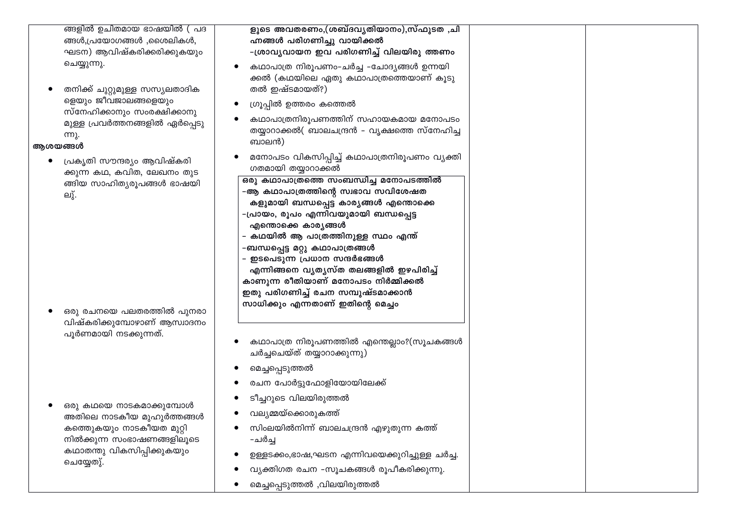| | | | |
|---|---|---|---|
| ങ്ങളിൽ ഉചിതമായ ഭാഷയിൽ ( പദ ങ്ങൾ,പ്രയോഗങ്ങൾ ,ശൈലികൾ, ഘടന) ആവിഷ്കരിക്കരിക്കുകയും ചെയ്യുന്നു.<br><br>• തനിക്ക് ചുറ്റുമുള്ള സസ്യലതാദിക ളെയും ജീവജാലങ്ങളെയും സ്നേഹിക്കാനും സംരക്ഷിക്കാനു മുള്ള പ്രവർത്തനങ്ങളിൽ ഏർപ്പെടു ന്നു.<br><br>**ആശയങ്ങൾ**<br><br>• പ്രകൃതി സൗന്ദര്യം ആവിഷ്കരി ക്കുന്ന കഥ, കവിത, ലേഖനം തുട ങ്ങിയ സാഹിത്യരൂപങ്ങൾ ഭാഷയി ലു്.<br><br>• ഒരു രചനയെ പലതരത്തിൽ പുനരാ വിഷ്കരിക്കുമ്പോഴാണ് ആസ്വാദനം പൂർണമായി നടക്കുന്നത്.<br><br>• ഒരു കഥയെ നാടകമാക്കുമ്പോൾ അതിലെ നാടകീയ മുഹൂർത്തങ്ങൾ കത്തുകയും നാടകീയത മുറ്റി നിൽക്കുന്ന സംഭാഷണങ്ങളിലൂടെ കഥാതന്തു വികസിപ്പിക്കുകയും ചെയ്യേതു്. | **ളുടെ അവതരണം,(ശബ്ദവ്യതിയാനം),സ്ഫുടത ,ചി ഹ്നങ്ങൾ പരിഗണിച്ചു വായിക്കൽ**<br>**-ശ്രാവ്യവായന ഇവ പരിഗണിച്ച് വിലയിരു ത്തണം**<br><br>• കഥാപാത്ര നിരൂപണം-ചർച്ച -ചോദ്യങ്ങൾ ഉന്നയി ക്കൽ (കഥയിലെ ഏതു കഥാപാത്രത്തെയാണ് കൂടു തൽ ഇഷ്ടമായത്?)<br>• ഗ്രൂപ്പിൽ ഉത്തരം കത്തെൽ<br>• കഥാപാത്രനിരൂപണത്തിന് സഹായകമായ മനോപടം തയ്യാറാക്കൽ( ബാലചന്ദ്രൻ - വൃക്ഷത്തെ സ്നേഹിച്ച ബാലൻ)<br>• മനോപടം വികസിപ്പിച്ച് കഥാപാത്രനിരൂപണം വ്യക്തി ഗതമായി തയ്യാറാക്കൽ<br><br>**ഒരു കഥാപാത്രത്തെ സംബന്ധിച്ച മനോപടത്തിൽ**<br>**-ആ കഥാപാത്രത്തിന്റെ സ്വഭാവ സവിശേഷത കളുമായി ബന്ധപ്പെട്ട കാര്യങ്ങൾ എന്തൊക്കെ**<br>**-പ്രായം, രൂപം എന്നിവയുമായി ബന്ധപ്പെട്ട എന്തൊക്കെ കാര്യങ്ങൾ**<br>**- കഥയിൽ ആ പാത്രത്തിനുള്ള സ്ഥം എന്ത്**<br>**-ബന്ധപ്പെട്ട മറ്റു കഥാപാത്രങ്ങൾ**<br>**- ഇടപെടുന്ന പ്രധാന സന്ദർഭങ്ങൾ എന്നിങ്ങനെ വ്യത്യസ്ത തലങ്ങളിൽ ഇഴപിരിച്ച് കാണുന്ന രീതിയാണ് മനോപടം നിർമ്മിക്കൽ ഇതു പരിഗണിച്ച് രചന സമ്പുഷ്ടമാക്കാൻ സാധിക്കും എന്നതാണ് ഇതിന്റെ മെച്ചം**<br><br>• കഥാപാത്ര നിരൂപണത്തിൽ എന്തെല്ലാം?(സൂചകങ്ങൾ ചർച്ചചെയ്ത് തയ്യാറാക്കുന്നു)<br>• മെച്ചപ്പെടുത്തൽ<br>• രചന പോർട്ടുഫോളിയോയിലേക്ക്<br>• ടീച്ചറുടെ വിലയിരുത്തൽ<br>• വല്യമ്മയ്ക്കൊരുകത്ത്<br>• സിംലയിൽനിന്ന് ബാലചന്ദ്രൻ എഴുതുന്ന കത്ത് -ചർച്ച<br>• ഉള്ളടക്കം,ഭാഷ,ഘടന എന്നിവയെക്കുറിച്ചുള്ള ചർച്ച.<br>• വ്യക്തിഗത രചന -സൂചകങ്ങൾ രൂപീകരിക്കുന്നു.<br>• മെച്ചപ്പെടുത്തൽ ,വിലയിരുത്തൽ | | |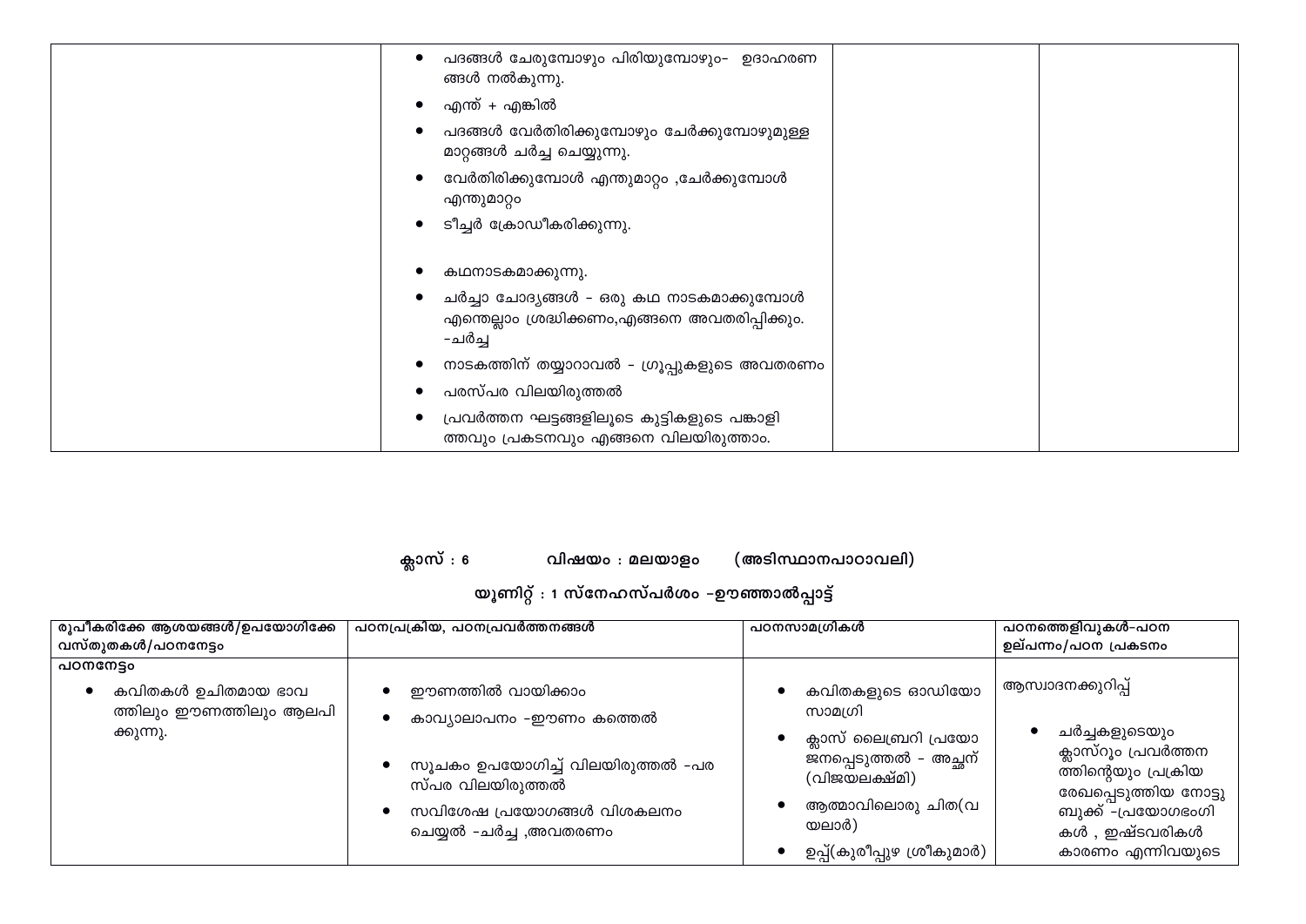| | | | |
|---|---|---|---|
| | • പദങ്ങൾ ചേരുമ്പോഴും പിരിയുമ്പോഴും– ഉദാഹരണങ്ങൾ നൽകുന്നു.<br>• എന്ത് + എങ്കിൽ<br>• പദങ്ങൾ വേർതിരിക്കുമ്പോഴും ചേർക്കുമ്പോഴുമുള്ള മാറ്റങ്ങൾ ചർച്ച ചെയ്യുന്നു.<br>• വേർതിരിക്കുമ്പോൾ എന്തുമാറ്റം ,ചേർക്കുമ്പോൾ എന്തുമാറ്റം<br>• ടീച്ചർ ക്രോഡീകരിക്കുന്നു.<br>• കഥനാടകമാക്കുന്നു.<br>• ചർച്ചാ ചോദ്യങ്ങൾ – ഒരു കഥ നാടകമാക്കുമ്പോൾ എന്തെല്ലാം ശ്രദ്ധിക്കണം,എങ്ങനെ അവതരിപ്പിക്കും. –ചർച്ച<br>• നാടകത്തിന് തയ്യാറാവൽ – ഗ്രൂപ്പുകളുടെ അവതരണം<br>• പരസ്പര വിലയിരുത്തൽ<br>• പ്രവർത്തന ഘട്ടങ്ങളിലൂടെ കുട്ടികളുടെ പങ്കാളിത്തവും പ്രകടനവും എങ്ങനെ വിലയിരുത്താം. | | |

**ക്ലാസ് : 6 വിഷയം : മലയാളം (അടിസ്ഥാനപാഠാവലി)**

**യൂണിറ്റ് : 1 സ്നേഹസ്പർശം -ഊഞ്ഞാൽപ്പാട്ട്**

| രൂപീകരിക്കേ ആശയങ്ങൾ/ഉപയോഗിക്കേ വസ്തുതകൾ/പഠനനേട്ടം | പഠനപ്രക്രിയ, പഠനപ്രവർത്തനങ്ങൾ | പഠനസാമഗ്രികൾ | പഠനത്തെളിവുകൾ-പഠന ഉല്പന്നം/പഠന പ്രകടനം |
|---|---|---|---|
| **പഠനനേട്ടം**<br>• കവിതകൾ ഉചിതമായ ഭാവത്തിലും ഈണത്തിലും ആലപിക്കുന്നു. | • ഈണത്തിൽ വായിക്കാം<br>• കാവ്യാലാപനം -ഈണം കത്തെൽ<br>• സൂചകം ഉപയോഗിച്ച് വിലയിരുത്തൽ -പരസ്പര വിലയിരുത്തൽ<br>• സവിശേഷ പ്രയോഗങ്ങൾ വിശകലനം ചെയ്യൽ -ചർച്ച ,അവതരണം | • കവിതകളുടെ ഓഡിയോ സാമഗ്രി<br>• ക്ലാസ് ലൈബ്രറി പ്രയോജനപ്പെടുത്തൽ – അച്ഛന് (വിജയലക്ഷ്മി)<br>• ആത്മാവിലൊരു ചിത(വയലാർ)<br>• ഉപ്പ്(കുരീപ്പുഴ ശ്രീകുമാർ) | ആസ്വാദനക്കുറിപ്പ്<br>• ചർച്ചകളുടെയും ക്ലാസ്റൂം പ്രവർത്തനത്തിന്റെയും പ്രക്രിയ രേഖപ്പെടുത്തിയ നോട്ടുബുക്ക് -പ്രയോഗഭംഗികൾ , ഇഷ്ടവരികൾ കാരണം എന്നിവയുടെ |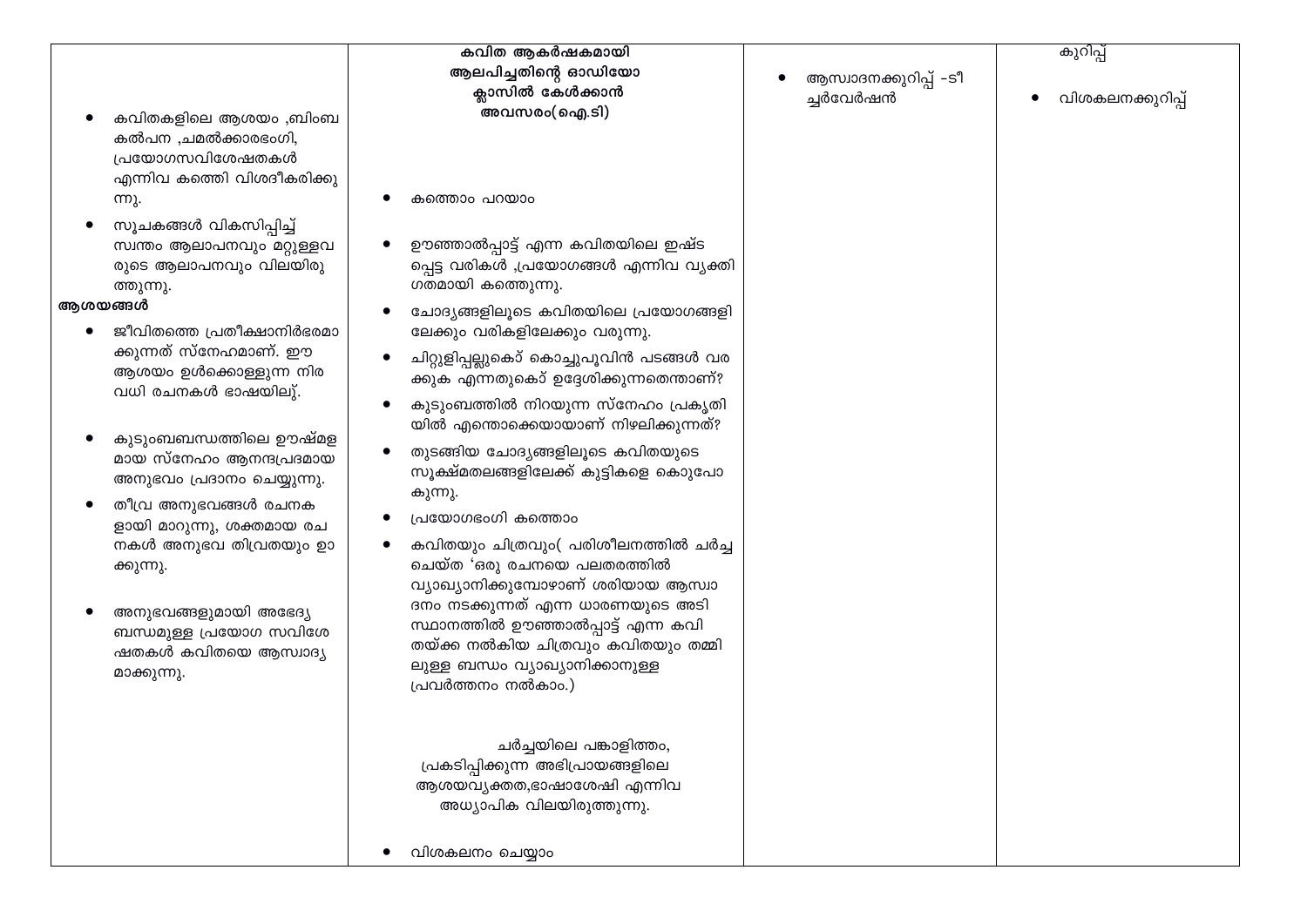| | | | |
|---|---|---|---|
| • കവിതകളിലെ ആശയം ,ബിംബ കൽപന ,ചമൽക്കാരഭംഗി, പ്രയോഗസവിശേഷതകൾ എന്നിവ കത്തെി വിശദീകരിക്കുന്നു.<br>• സൂചകങ്ങൾ വികസിപ്പിച്ച് സ്വന്തം ആലാപനവും മറ്റുള്ളവരുടെ ആലാപനവും വിലയിരുത്തുന്നു.<br>**ആശയങ്ങൾ**<br>• ജീവിതത്തെ പ്രതീക്ഷാനിർഭരമാക്കുന്നത് സ്നേഹമാണ്. ഈ ആശയം ഉൾക്കൊള്ളുന്ന നിരവധി രചനകൾ ഭാഷയിലു്.<br>• കുടുംബബന്ധത്തിലെ ഊഷ്മളമായ സ്നേഹം ആനന്ദപ്രദമായ അനുഭവം പ്രദാനം ചെയ്യുന്നു.<br>• തീവ്ര അനുഭവങ്ങൾ രചനകളായി മാറുന്നു, ശക്തമായ രചനകൾ അനുഭവ തിവ്രതയും ഉാക്കുന്നു.<br>• അനുഭവങ്ങളുമായി അഭേദ്യ ബന്ധമുള്ള പ്രയോഗ സവിശേഷതകൾ കവിതയെ ആസ്വാദ്യമാക്കുന്നു. | **കവിത ആകർഷകമായി ആലപിച്ചതിന്റെ ഓഡിയോ ക്ലാസിൽ കേൾക്കാൻ അവസരം(ഐ.ടി)**<br>• കത്തൊം പറയാം<br>• ഊഞ്ഞാൽപ്പാട്ട് എന്ന കവിതയിലെ ഇഷ്ട പ്പെട്ട വരികൾ ,പ്രയോഗങ്ങൾ എന്നിവ വ്യക്തിഗതമായി കത്തുെന്നു.<br>• ചോദ്യങ്ങളിലൂടെ കവിതയിലെ പ്രയോഗങ്ങളിലേക്കും വരികളിലേക്കും വരുന്നു.<br>• ചിറ്റുളിപ്പല്ലുകൊ് കൊച്ചുപൂവിൻ പടങ്ങൾ വരക്കുക എന്നതുകൊ് ഉദ്ദേശിക്കുന്നതെന്താണ്?<br>• കുടുംബത്തിൽ നിറയുന്ന സ്നേഹം പ്രകൃതിയിൽ എന്തൊക്കെയായാണ് നിഴലിക്കുന്നത്?<br>• തുടങ്ങിയ ചോദ്യങ്ങളിലൂടെ കവിതയുടെ സൂക്ഷ്മതലങ്ങളിലേക്ക് കുട്ടികളെ കൊുപോകുന്നു.<br>• പ്രയോഗഭംഗി കത്തൊം<br>• കവിതയും ചിത്രവും( പരിശീലനത്തിൽ ചർച്ച ചെയ്ത 'ഒരു രചനയെ പലതരത്തിൽ വ്യാഖ്യാനിക്കുമ്പോഴാണ് ശരിയായ ആസ്വാദനം നടക്കുന്നത് എന്ന ധാരണയുടെ അടിസ്ഥാനത്തിൽ ഊഞ്ഞാൽപ്പാട്ട് എന്ന കവിതയ്ക്ക നൽകിയ ചിത്രവും കവിതയും തമ്മിലുള്ള ബന്ധം വ്യാഖ്യാനിക്കാനുള്ള പ്രവർത്തനം നൽകാം.)<br>ചർച്ചയിലെ പങ്കാളിത്തം, പ്രകടിപ്പിക്കുന്ന അഭിപ്രായങ്ങളിലെ ആശയവ്യക്തത,ഭാഷാശേഷി എന്നിവ അധ്യാപിക വിലയിരുത്തുന്നു.<br>• വിശകലനം ചെയ്യാം | • ആസ്വാദനക്കുറിപ്പ് -ടീച്ചർവേർഷൻ | കുറിപ്പ്<br>• വിശകലനക്കുറിപ്പ് |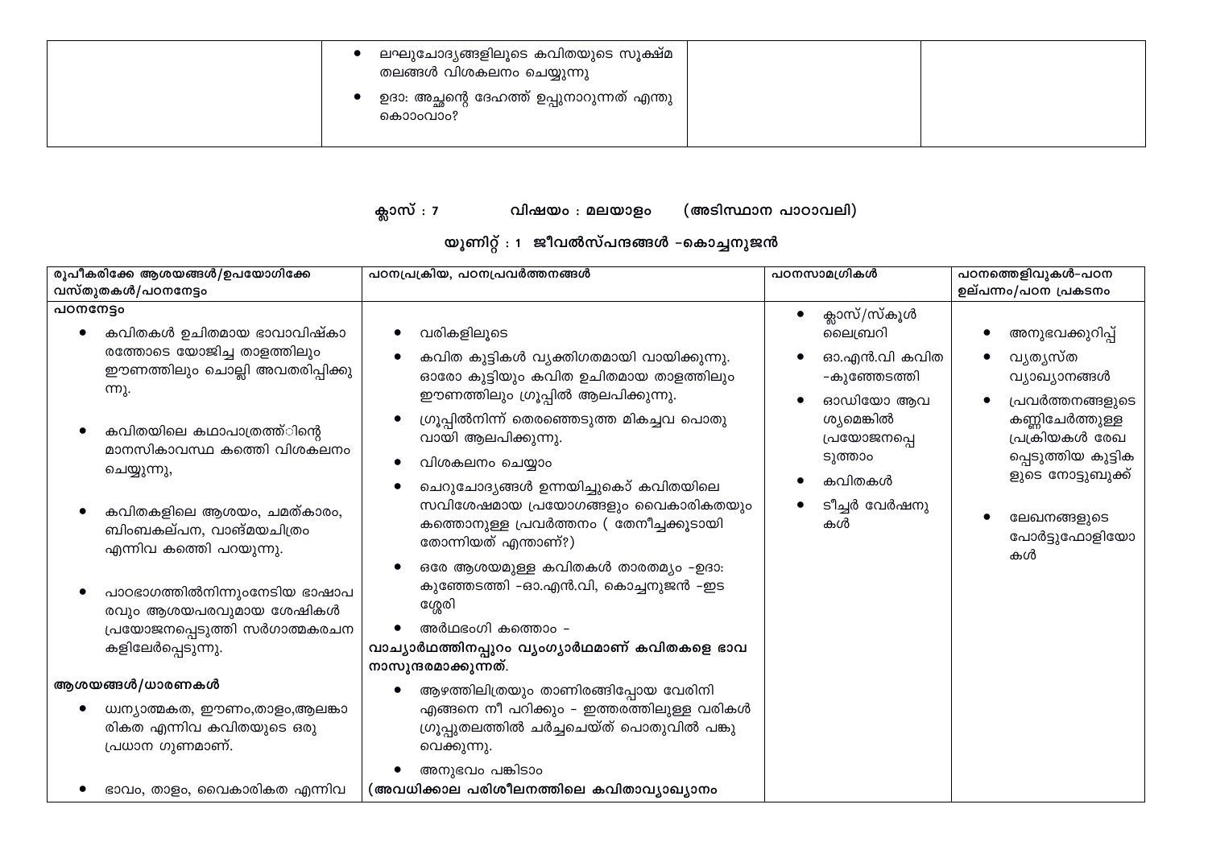| | • ലഘുചോദ്യങ്ങളിലൂടെ കവിതയുടെ സൂക്ഷ്മ തലങ്ങൾ വിശകലനം ചെയ്യുന്നു<br>• ഉദാ: അച്ഛന്റെ ദേഹത്ത് ഉപ്പുനാറുന്നത് എന്തു കൊാംവാം? | | |
|---|---|---|---|

**ക്ലാസ് : 7 വിഷയം : മലയാളം (അടിസ്ഥാന പാഠാവലി)**

**യൂണിറ്റ് : 1 ജീവൽസ്പന്ദങ്ങൾ -കൊച്ചനുജൻ**

| രൂപീകരിക്കേ ആശയങ്ങൾ/ഉപയോഗിക്കേ വസ്തുതകൾ/പഠനനേട്ടം | പഠനപ്രക്രിയ, പഠനപ്രവർത്തനങ്ങൾ | പഠനസാമഗ്രികൾ | പഠനത്തെളിവുകൾ-പഠന ഉല്പന്നം/പഠന പ്രകടനം |
|---|---|---|---|
| **പഠനനേട്ടം**<br>• കവിതകൾ ഉചിതമായ ഭാവാവിഷ്കാരത്തോടെ യോജിച്ച താളത്തിലും ഈണത്തിലും ചൊല്ലി അവതരിപ്പിക്കുന്നു.<br>• കവിതയിലെ കഥാപാത്രത്ത്ിന്റെ മാനസികാവസ്ഥ കത്തെി വിശകലനം ചെയ്യുന്നു,<br>• കവിതകളിലെ ആശയം, ചമത്കാരം, ബിംബകല്പന, വാങ്മയചിത്രം എന്നിവ കത്തെി പറയുന്നു.<br>• പാഠഭാഗത്തിൽനിന്നുംനേടിയ ഭാഷാപരവും ആശയപരവുമായ ശേഷികൾ പ്രയോജനപ്പെടുത്തി സർഗാത്മകരചനകളിലേർപ്പെടുന്നു.<br>**ആശയങ്ങൾ/ധാരണകൾ**<br>• ധ്വന്യാത്മകത, ഈണം,താളം,ആലങ്കാരികത എന്നിവ കവിതയുടെ ഒരു പ്രധാന ഗുണമാണ്.<br>• ഭാവം, താളം, വൈകാരികത എന്നിവ | • വരികളിലൂടെ<br>• കവിത കുട്ടികൾ വ്യക്തിഗതമായി വായിക്കുന്നു. ഓരോ കുട്ടിയും കവിത ഉചിതമായ താളത്തിലും ഈണത്തിലും ഗ്രൂപ്പിൽ ആലപിക്കുന്നു.<br>• ഗ്രൂപ്പിൽനിന്ന് തെരഞ്ഞെടുത്ത മികച്ചവ പൊതുവായി ആലപിക്കുന്നു.<br>• വിശകലനം ചെയ്യാം<br>• ചെറുചോദ്യങ്ങൾ ഉന്നയിച്ചുകൊ് കവിതയിലെ സവിശേഷമായ പ്രയോഗങ്ങളും വൈകാരികതയും കത്തൊനുള്ള പ്രവർത്തനം ( തേനീച്ചക്കൂടായി തോന്നിയത് എന്താണ്?)<br>• ഒരേ ആശയമുള്ള കവിതകൾ താരതമ്യം -ഉദാ: കുഞ്ഞേടത്തി -ഓ.എൻ.വി, കൊച്ചനുജൻ -ഇടശ്ശേരി<br>• അർഥഭംഗി കത്തൊം -<br>**വാച്യാർഥത്തിനപ്പുറം വ്യംഗ്യാർഥമാണ് കവിതകളെ ഭാവനാസുന്ദരമാക്കുന്നത്.**<br>• ആഴത്തിലിത്രയും താണിറങ്ങിപ്പോയ വേരിനി എങ്ങനെ നീ പറിക്കും - ഇത്തരത്തിലുള്ള വരികൾ ഗ്രൂപ്പുതലത്തിൽ ചർച്ചചെയ്ത് പൊതുവിൽ പങ്കുവെക്കുന്നു.<br>• അനുഭവം പങ്കിടാം<br>**(അവധിക്കാല പരിശീലനത്തിലെ കവിതാവ്യാഖ്യാനം** | • ക്ലാസ്/സ്കൂൾ ലൈബ്രറി<br>• ഓ.എൻ.വി കവിത -കുഞ്ഞേടത്തി<br>• ഓഡിയോ ആവശ്യമെങ്കിൽ പ്രയോജനപ്പെടുത്താം<br>• കവിതകൾ<br>• ടീച്ചർ വേർഷനുകൾ | • അനുഭവക്കുറിപ്പ്<br>• വ്യത്യസ്ത വ്യാഖ്യാനങ്ങൾ<br>• പ്രവർത്തനങ്ങളുടെ കണ്ണിചേർത്തുള്ള പ്രക്രിയകൾ രേഖപ്പെടുത്തിയ കുട്ടികളുടെ നോട്ടുബുക്ക്<br>• ലേഖനങ്ങളുടെ പോർട്ടുഫോളിയോകൾ |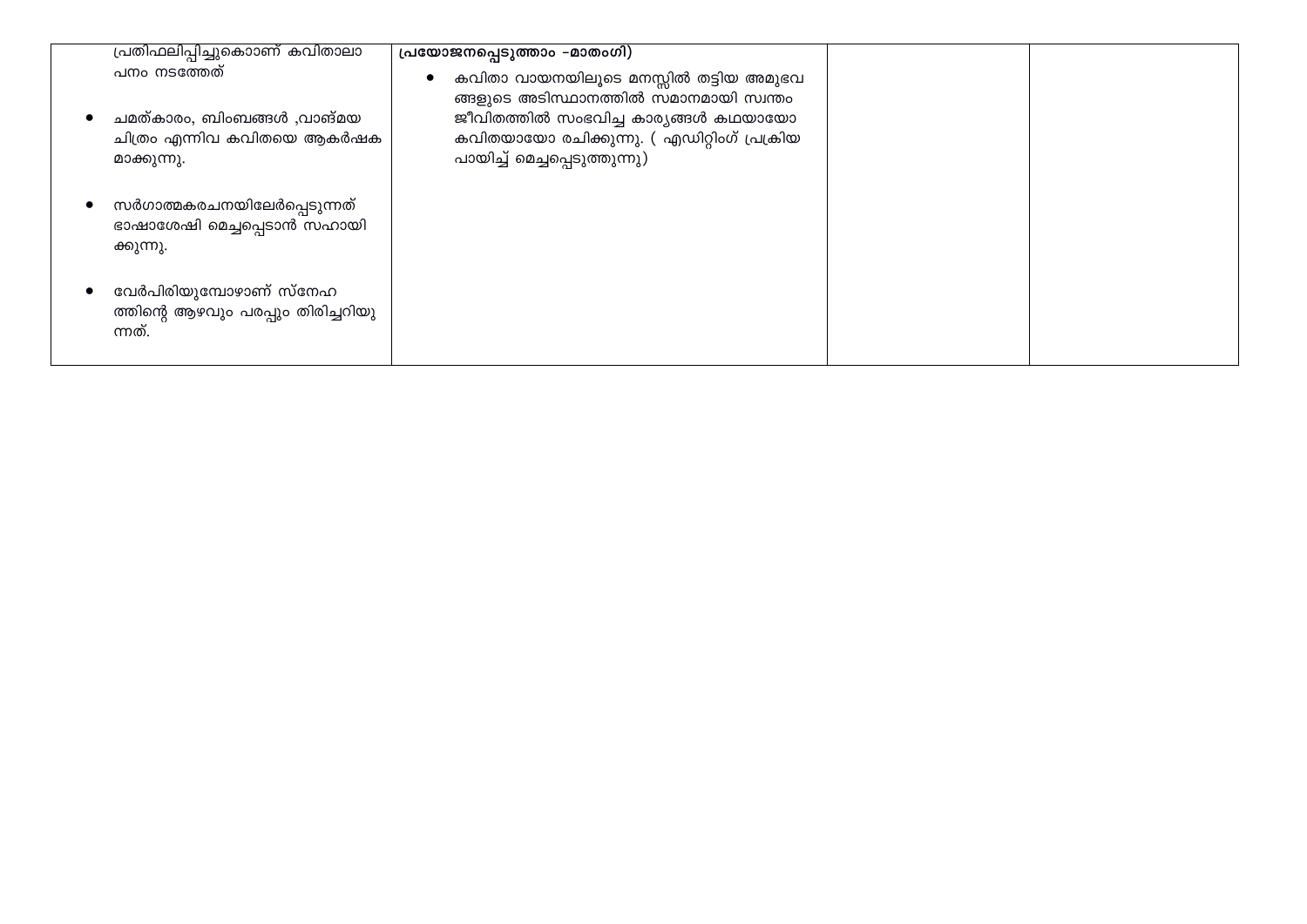| | | | |
|---|---|---|---|
| പ്രതിഫലിപ്പിച്ചുകൊാണ് കവിതാലാപനം നടത്തേത്<br><br>• ചമത്കാരം, ബിംബങ്ങൾ ,വാങ്മയ ചിത്രം എന്നിവ കവിതയെ ആകർഷകമാക്കുന്നു.<br><br>• സർഗാത്മകരചനയിലേർപ്പെടുന്നത് ഭാഷാശേഷി മെച്ചപ്പെടാൻ സഹായിക്കുന്നു.<br><br>• വേർപിരിയുമ്പോഴാണ് സ്നേഹത്തിന്റെ ആഴവും പരപ്പും തിരിച്ചറിയുന്നത്. | **പ്രയോജനപ്പെടുത്താം –മാതംഗി)**<br><br>• കവിതാ വായനയിലൂടെ മനസ്സിൽ തട്ടിയ അമുഭവങ്ങളുടെ അടിസ്ഥാനത്തിൽ സമാനമായി സ്വന്തം ജീവിതത്തിൽ സംഭവിച്ച കാര്യങ്ങൾ കഥയായോ കവിതയായോ രചിക്കുന്നു. ( എഡിറ്റിംഗ് പ്രക്രിയ പായിച്ച് മെച്ചപ്പെടുത്തുന്നു) | | |